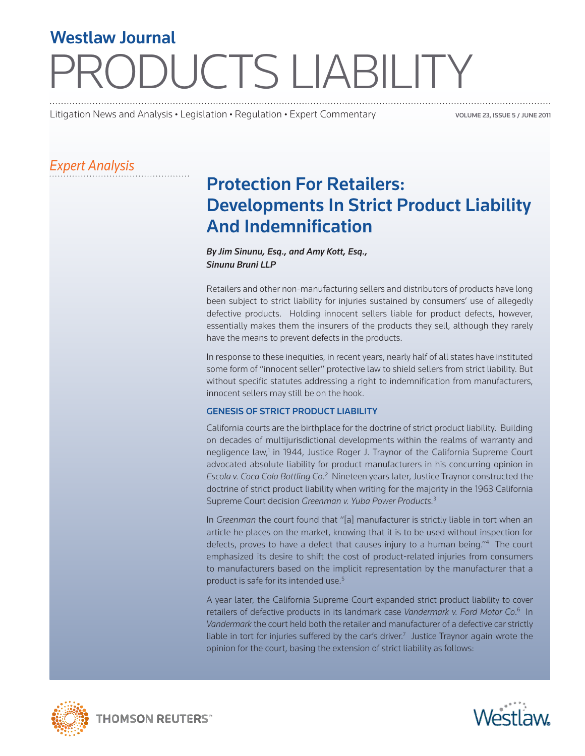# Westlaw Journal PRODUCTS LIABILITY

Litigation News and Analysis • Legislation • Regulation • Expert Commentary

*Expert Analysis*

## Protection For Retailers: Developments In Strict Product Liability And Indemnification

***By Jim Sinunu, Esq., and Amy Kott, Esq., Sinunu Bruni LLP***

Retailers and other non-manufacturing sellers and distributors of products have long been subject to strict liability for injuries sustained by consumers' use of allegedly defective products. Holding innocent sellers liable for product defects, however, essentially makes them the insurers of the products they sell, although they rarely have the means to prevent defects in the products.

In response to these inequities, in recent years, nearly half of all states have instituted some form of "innocent seller" protective law to shield sellers from strict liability. But without specific statutes addressing a right to indemnification from manufacturers, innocent sellers may still be on the hook.

### GENESIS OF STRICT PRODUCT LIABILITY

California courts are the birthplace for the doctrine of strict product liability. Building on decades of multijurisdictional developments within the realms of warranty and negligence law,[1] in 1944, Justice Roger J. Traynor of the California Supreme Court advocated absolute liability for product manufacturers in his concurring opinion in *Escola v. Coca Cola Bottling Co*.[2] Nineteen years later, Justice Traynor constructed the doctrine of strict product liability when writing for the majority in the 1963 California Supreme Court decision *Greenman v. Yuba Power Products.*[3]

In *Greenman* the court found that "[a] manufacturer is strictly liable in tort when an article he places on the market, knowing that it is to be used without inspection for defects, proves to have a defect that causes injury to a human being."[4] The court emphasized its desire to shift the cost of product-related injuries from consumers to manufacturers based on the implicit representation by the manufacturer that a product is safe for its intended use.[5]

A year later, the California Supreme Court expanded strict product liability to cover retailers of defective products in its landmark case *Vandermark v. Ford Motor Co*.[6] In *Vandermark* the court held both the retailer and manufacturer of a defective car strictly liable in tort for injuries suffered by the car's driver.[7] Justice Traynor again wrote the opinion for the court, basing the extension of strict liability as follows: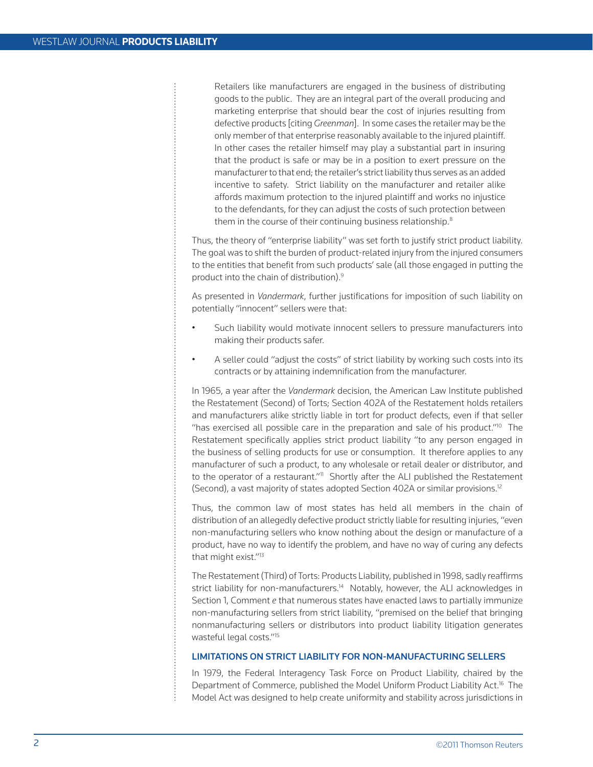> Retailers like manufacturers are engaged in the business of distributing goods to the public. They are an integral part of the overall producing and marketing enterprise that should bear the cost of injuries resulting from defective products [citing *Greenman*]. In some cases the retailer may be the only member of that enterprise reasonably available to the injured plaintiff. In other cases the retailer himself may play a substantial part in insuring that the product is safe or may be in a position to exert pressure on the manufacturer to that end; the retailer's strict liability thus serves as an added incentive to safety. Strict liability on the manufacturer and retailer alike affords maximum protection to the injured plaintiff and works no injustice to the defendants, for they can adjust the costs of such protection between them in the course of their continuing business relationship.[8]

Thus, the theory of "enterprise liability" was set forth to justify strict product liability. The goal was to shift the burden of product-related injury from the injured consumers to the entities that benefit from such products' sale (all those engaged in putting the product into the chain of distribution).[9]

As presented in *Vandermark*, further justifications for imposition of such liability on potentially "innocent" sellers were that:

- Such liability would motivate innocent sellers to pressure manufacturers into making their products safer.
- A seller could "adjust the costs" of strict liability by working such costs into its contracts or by attaining indemnification from the manufacturer.

In 1965, a year after the *Vandermark* decision, the American Law Institute published the Restatement (Second) of Torts; Section 402A of the Restatement holds retailers and manufacturers alike strictly liable in tort for product defects, even if that seller "has exercised all possible care in the preparation and sale of his product."[10] The Restatement specifically applies strict product liability "to any person engaged in the business of selling products for use or consumption. It therefore applies to any manufacturer of such a product, to any wholesale or retail dealer or distributor, and to the operator of a restaurant."[11] Shortly after the ALI published the Restatement (Second), a vast majority of states adopted Section 402A or similar provisions.[12]

Thus, the common law of most states has held all members in the chain of distribution of an allegedly defective product strictly liable for resulting injuries, "even non-manufacturing sellers who know nothing about the design or manufacture of a product, have no way to identify the problem, and have no way of curing any defects that might exist."[13]

The Restatement (Third) of Torts: Products Liability, published in 1998, sadly reaffirms strict liability for non-manufacturers.[14] Notably, however, the ALI acknowledges in Section 1, Comment *e* that numerous states have enacted laws to partially immunize non-manufacturing sellers from strict liability, "premised on the belief that bringing nonmanufacturing sellers or distributors into product liability litigation generates wasteful legal costs."[15]

## LIMITATIONS ON STRICT LIABILITY FOR NON-MANUFACTURING SELLERS

In 1979, the Federal Interagency Task Force on Product Liability, chaired by the Department of Commerce, published the Model Uniform Product Liability Act.[16] The Model Act was designed to help create uniformity and stability across jurisdictions in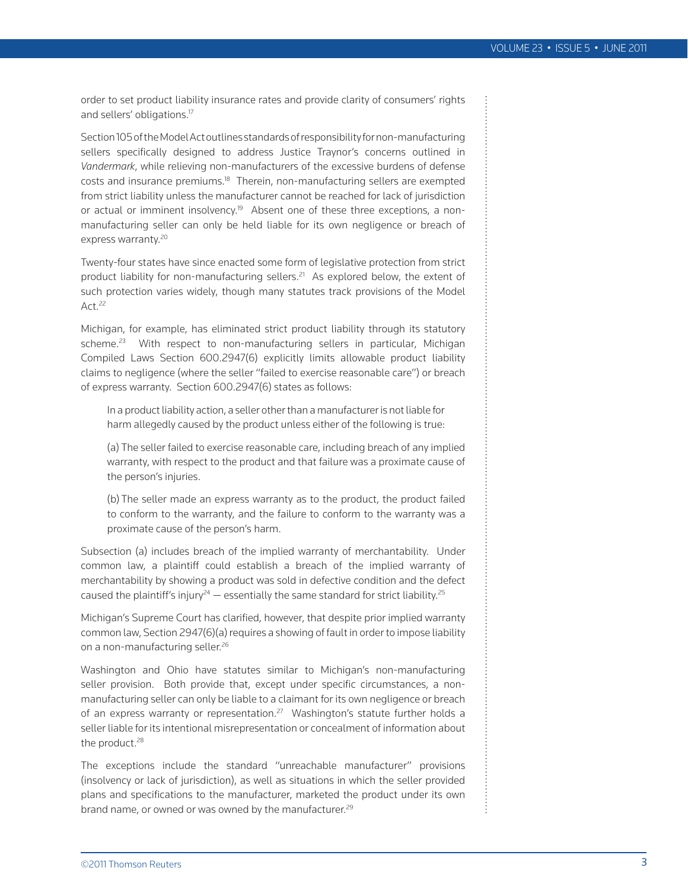order to set product liability insurance rates and provide clarity of consumers' rights and sellers' obligations.[17]

Section 105 of the Model Act outlines standards of responsibility for non-manufacturing sellers specifically designed to address Justice Traynor's concerns outlined in *Vandermark*, while relieving non-manufacturers of the excessive burdens of defense costs and insurance premiums.[18] Therein, non-manufacturing sellers are exempted from strict liability unless the manufacturer cannot be reached for lack of jurisdiction or actual or imminent insolvency.[19] Absent one of these three exceptions, a non-manufacturing seller can only be held liable for its own negligence or breach of express warranty.[20]

Twenty-four states have since enacted some form of legislative protection from strict product liability for non-manufacturing sellers.[21] As explored below, the extent of such protection varies widely, though many statutes track provisions of the Model Act.[22]

Michigan, for example, has eliminated strict product liability through its statutory scheme.[23] With respect to non-manufacturing sellers in particular, Michigan Compiled Laws Section 600.2947(6) explicitly limits allowable product liability claims to negligence (where the seller "failed to exercise reasonable care") or breach of express warranty. Section 600.2947(6) states as follows:

> In a product liability action, a seller other than a manufacturer is not liable for harm allegedly caused by the product unless either of the following is true:
>
> (a) The seller failed to exercise reasonable care, including breach of any implied warranty, with respect to the product and that failure was a proximate cause of the person's injuries.
>
> (b) The seller made an express warranty as to the product, the product failed to conform to the warranty, and the failure to conform to the warranty was a proximate cause of the person's harm.

Subsection (a) includes breach of the implied warranty of merchantability. Under common law, a plaintiff could establish a breach of the implied warranty of merchantability by showing a product was sold in defective condition and the defect caused the plaintiff's injury[24] — essentially the same standard for strict liability.[25]

Michigan's Supreme Court has clarified, however, that despite prior implied warranty common law, Section 2947(6)(a) requires a showing of fault in order to impose liability on a non-manufacturing seller.[26]

Washington and Ohio have statutes similar to Michigan's non-manufacturing seller provision. Both provide that, except under specific circumstances, a non-manufacturing seller can only be liable to a claimant for its own negligence or breach of an express warranty or representation.[27] Washington's statute further holds a seller liable for its intentional misrepresentation or concealment of information about the product.[28]

The exceptions include the standard "unreachable manufacturer" provisions (insolvency or lack of jurisdiction), as well as situations in which the seller provided plans and specifications to the manufacturer, marketed the product under its own brand name, or owned or was owned by the manufacturer.[29]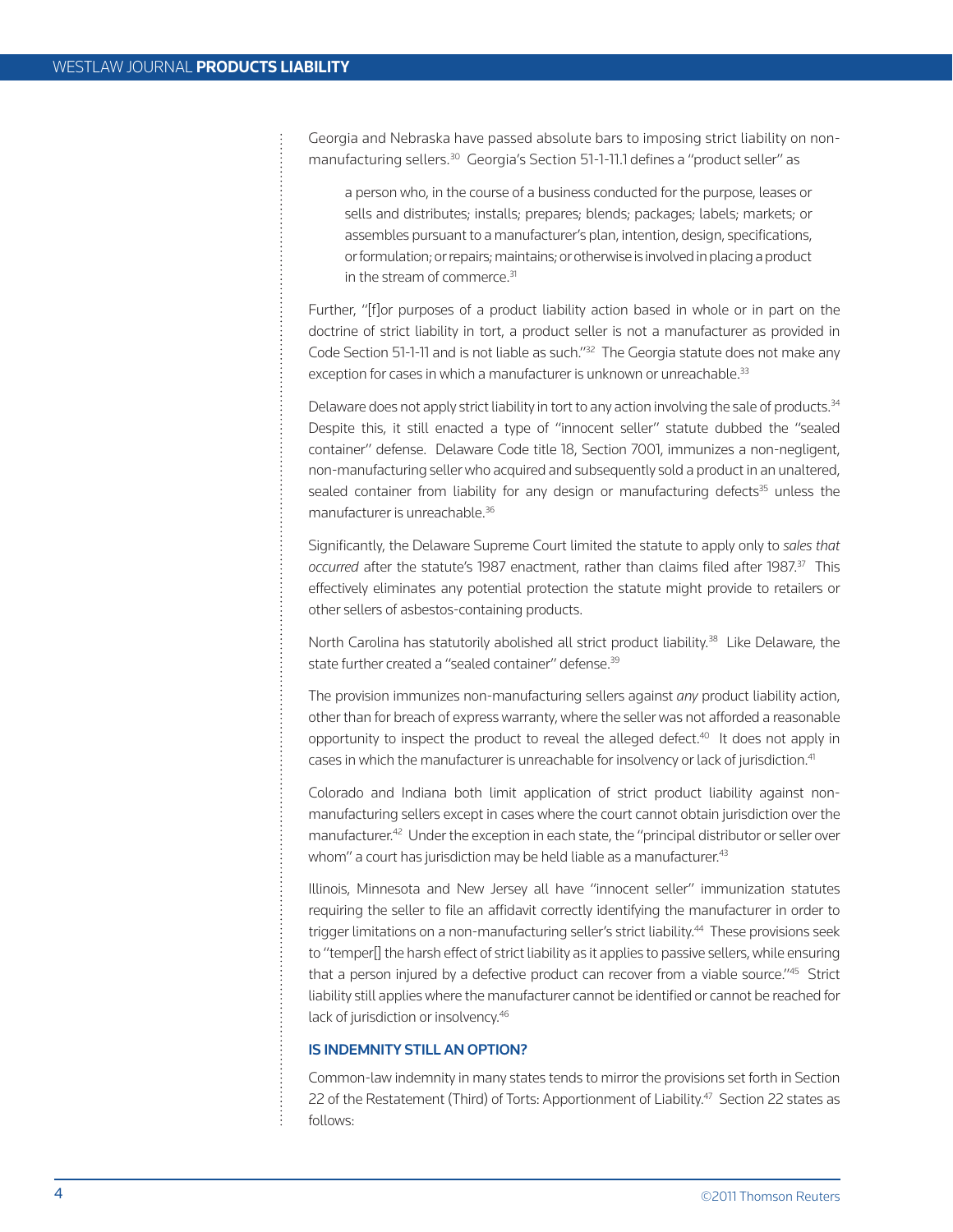Georgia and Nebraska have passed absolute bars to imposing strict liability on non-manufacturing sellers.[30] Georgia's Section 51-1-11.1 defines a "product seller" as

> a person who, in the course of a business conducted for the purpose, leases or sells and distributes; installs; prepares; blends; packages; labels; markets; or assembles pursuant to a manufacturer's plan, intention, design, specifications, or formulation; or repairs; maintains; or otherwise is involved in placing a product in the stream of commerce.[31]

Further, "[f]or purposes of a product liability action based in whole or in part on the doctrine of strict liability in tort, a product seller is not a manufacturer as provided in Code Section 51-1-11 and is not liable as such."[32] The Georgia statute does not make any exception for cases in which a manufacturer is unknown or unreachable.[33]

Delaware does not apply strict liability in tort to any action involving the sale of products.[34] Despite this, it still enacted a type of "innocent seller" statute dubbed the "sealed container" defense. Delaware Code title 18, Section 7001, immunizes a non-negligent, non-manufacturing seller who acquired and subsequently sold a product in an unaltered, sealed container from liability for any design or manufacturing defects[35] unless the manufacturer is unreachable.[36]

Significantly, the Delaware Supreme Court limited the statute to apply only to *sales that occurred* after the statute's 1987 enactment, rather than claims filed after 1987.[37] This effectively eliminates any potential protection the statute might provide to retailers or other sellers of asbestos-containing products.

North Carolina has statutorily abolished all strict product liability.[38] Like Delaware, the state further created a "sealed container" defense.[39]

The provision immunizes non-manufacturing sellers against *any* product liability action, other than for breach of express warranty, where the seller was not afforded a reasonable opportunity to inspect the product to reveal the alleged defect.[40] It does not apply in cases in which the manufacturer is unreachable for insolvency or lack of jurisdiction.[41]

Colorado and Indiana both limit application of strict product liability against non-manufacturing sellers except in cases where the court cannot obtain jurisdiction over the manufacturer.[42] Under the exception in each state, the "principal distributor or seller over whom" a court has jurisdiction may be held liable as a manufacturer.[43]

Illinois, Minnesota and New Jersey all have "innocent seller" immunization statutes requiring the seller to file an affidavit correctly identifying the manufacturer in order to trigger limitations on a non-manufacturing seller's strict liability.[44] These provisions seek to "temper[] the harsh effect of strict liability as it applies to passive sellers, while ensuring that a person injured by a defective product can recover from a viable source."[45] Strict liability still applies where the manufacturer cannot be identified or cannot be reached for lack of jurisdiction or insolvency.[46]

## IS INDEMNITY STILL AN OPTION?

Common-law indemnity in many states tends to mirror the provisions set forth in Section 22 of the Restatement (Third) of Torts: Apportionment of Liability.[47] Section 22 states as follows: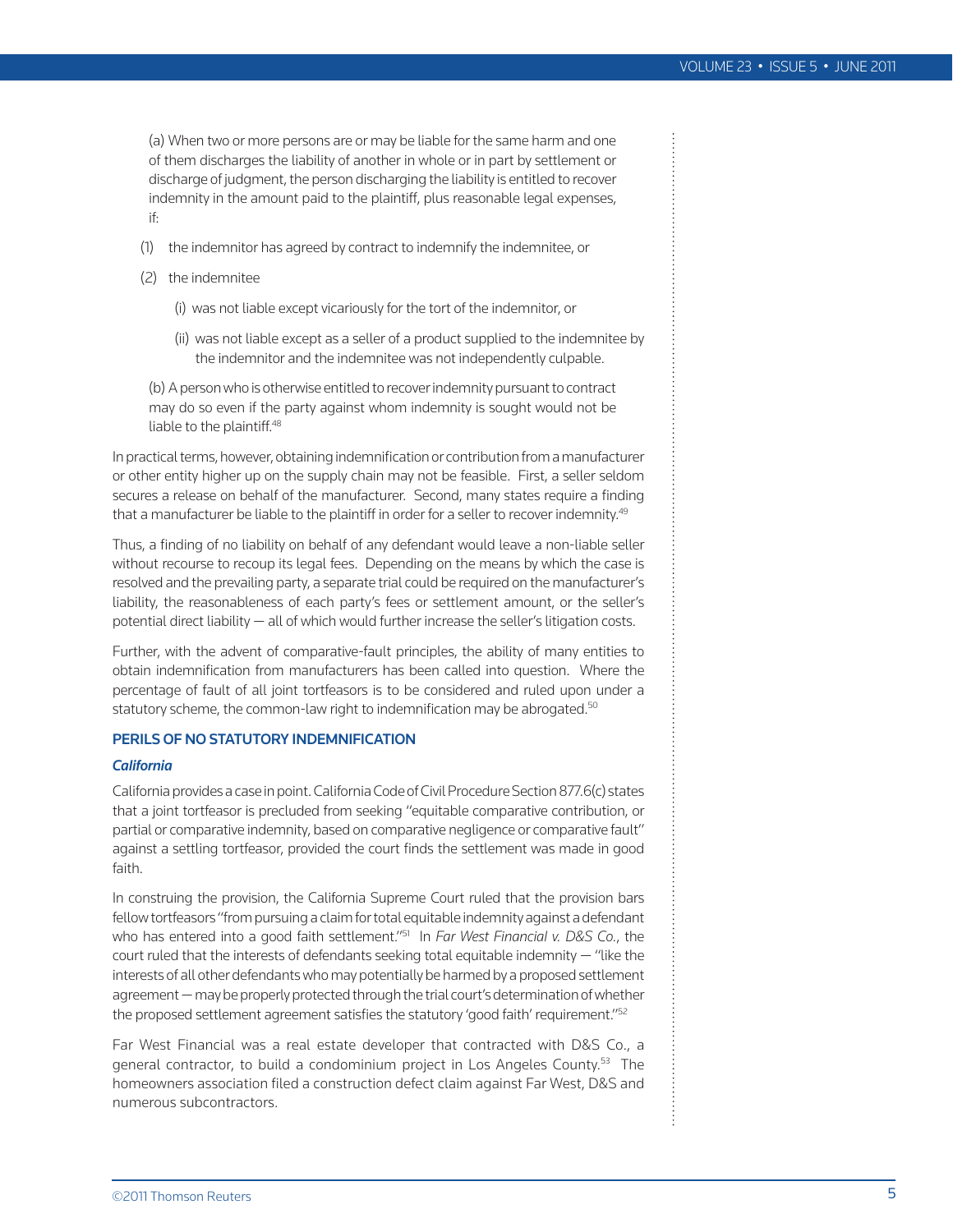(a) When two or more persons are or may be liable for the same harm and one of them discharges the liability of another in whole or in part by settlement or discharge of judgment, the person discharging the liability is entitled to recover indemnity in the amount paid to the plaintiff, plus reasonable legal expenses, if:

(1) the indemnitor has agreed by contract to indemnify the indemnitee, or

(2) the indemnitee

(i) was not liable except vicariously for the tort of the indemnitor, or

(ii) was not liable except as a seller of a product supplied to the indemnitee by the indemnitor and the indemnitee was not independently culpable.

(b) A person who is otherwise entitled to recover indemnity pursuant to contract may do so even if the party against whom indemnity is sought would not be liable to the plaintiff.[48]

In practical terms, however, obtaining indemnification or contribution from a manufacturer or other entity higher up on the supply chain may not be feasible. First, a seller seldom secures a release on behalf of the manufacturer. Second, many states require a finding that a manufacturer be liable to the plaintiff in order for a seller to recover indemnity.[49]

Thus, a finding of no liability on behalf of any defendant would leave a non-liable seller without recourse to recoup its legal fees. Depending on the means by which the case is resolved and the prevailing party, a separate trial could be required on the manufacturer's liability, the reasonableness of each party's fees or settlement amount, or the seller's potential direct liability — all of which would further increase the seller's litigation costs.

Further, with the advent of comparative-fault principles, the ability of many entities to obtain indemnification from manufacturers has been called into question. Where the percentage of fault of all joint tortfeasors is to be considered and ruled upon under a statutory scheme, the common-law right to indemnification may be abrogated.[50]

## PERILS OF NO STATUTORY INDEMNIFICATION

### *California*

California provides a case in point. California Code of Civil Procedure Section 877.6(c) states that a joint tortfeasor is precluded from seeking "equitable comparative contribution, or partial or comparative indemnity, based on comparative negligence or comparative fault" against a settling tortfeasor, provided the court finds the settlement was made in good faith.

In construing the provision, the California Supreme Court ruled that the provision bars fellow tortfeasors "from pursuing a claim for total equitable indemnity against a defendant who has entered into a good faith settlement."[51] In *Far West Financial v. D&S Co.*, the court ruled that the interests of defendants seeking total equitable indemnity — "like the interests of all other defendants who may potentially be harmed by a proposed settlement agreement — may be properly protected through the trial court's determination of whether the proposed settlement agreement satisfies the statutory 'good faith' requirement."[52]

Far West Financial was a real estate developer that contracted with D&S Co., a general contractor, to build a condominium project in Los Angeles County.[53] The homeowners association filed a construction defect claim against Far West, D&S and numerous subcontractors.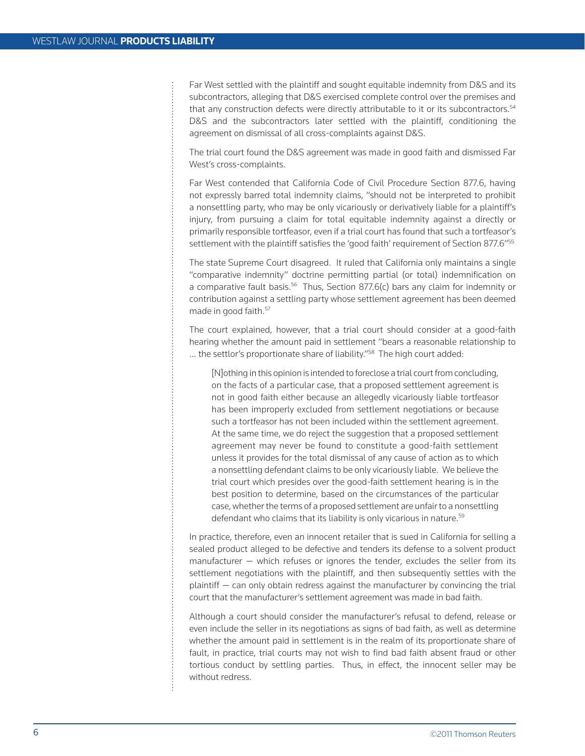Far West settled with the plaintiff and sought equitable indemnity from D&S and its subcontractors, alleging that D&S exercised complete control over the premises and that any construction defects were directly attributable to it or its subcontractors.[54] D&S and the subcontractors later settled with the plaintiff, conditioning the agreement on dismissal of all cross-complaints against D&S.

The trial court found the D&S agreement was made in good faith and dismissed Far West's cross-complaints.

Far West contended that California Code of Civil Procedure Section 877.6, having not expressly barred total indemnity claims, "should not be interpreted to prohibit a nonsettling party, who may be only vicariously or derivatively liable for a plaintiff's injury, from pursuing a claim for total equitable indemnity against a directly or primarily responsible tortfeasor, even if a trial court has found that such a tortfeasor's settlement with the plaintiff satisfies the 'good faith' requirement of Section 877.6"[55]

The state Supreme Court disagreed. It ruled that California only maintains a single "comparative indemnity" doctrine permitting partial (or total) indemnification on a comparative fault basis.[56] Thus, Section 877.6(c) bars any claim for indemnity or contribution against a settling party whose settlement agreement has been deemed made in good faith.[57]

The court explained, however, that a trial court should consider at a good-faith hearing whether the amount paid in settlement "bears a reasonable relationship to … the settlor's proportionate share of liability."[58] The high court added:

> [N]othing in this opinion is intended to foreclose a trial court from concluding, on the facts of a particular case, that a proposed settlement agreement is not in good faith either because an allegedly vicariously liable tortfeasor has been improperly excluded from settlement negotiations or because such a tortfeasor has not been included within the settlement agreement. At the same time, we do reject the suggestion that a proposed settlement agreement may never be found to constitute a good-faith settlement unless it provides for the total dismissal of any cause of action as to which a nonsettling defendant claims to be only vicariously liable. We believe the trial court which presides over the good-faith settlement hearing is in the best position to determine, based on the circumstances of the particular case, whether the terms of a proposed settlement are unfair to a nonsettling defendant who claims that its liability is only vicarious in nature.[59]

In practice, therefore, even an innocent retailer that is sued in California for selling a sealed product alleged to be defective and tenders its defense to a solvent product manufacturer — which refuses or ignores the tender, excludes the seller from its settlement negotiations with the plaintiff, and then subsequently settles with the plaintiff — can only obtain redress against the manufacturer by convincing the trial court that the manufacturer's settlement agreement was made in bad faith.

Although a court should consider the manufacturer's refusal to defend, release or even include the seller in its negotiations as signs of bad faith, as well as determine whether the amount paid in settlement is in the realm of its proportionate share of fault, in practice, trial courts may not wish to find bad faith absent fraud or other tortious conduct by settling parties. Thus, in effect, the innocent seller may be without redress.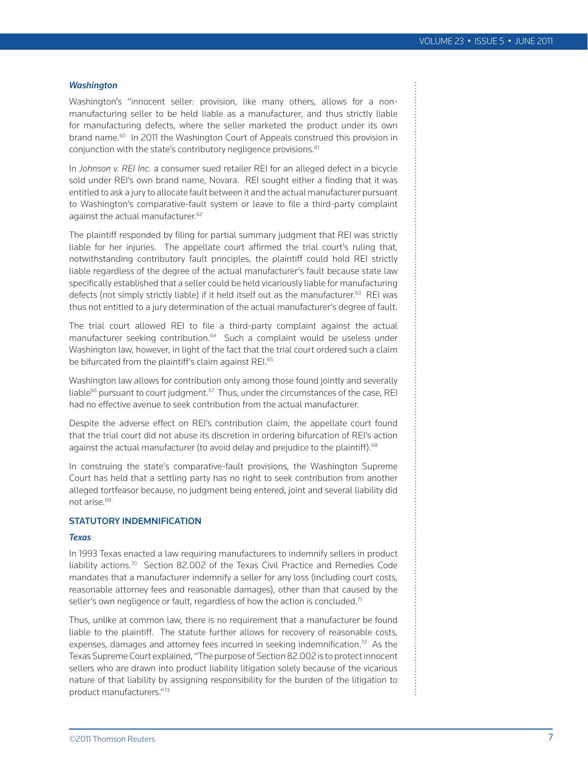### *Washington*

Washington's "innocent seller: provision, like many others, allows for a non-manufacturing seller to be held liable as a manufacturer, and thus strictly liable for manufacturing defects, where the seller marketed the product under its own brand name.[60] In 2011 the Washington Court of Appeals construed this provision in conjunction with the state's contributory negligence provisions.[61]

In *Johnson v. REI Inc.* a consumer sued retailer REI for an alleged defect in a bicycle sold under REI's own brand name, Novara. REI sought either a finding that it was entitled to ask a jury to allocate fault between it and the actual manufacturer pursuant to Washington's comparative-fault system or leave to file a third-party complaint against the actual manufacturer.[62]

The plaintiff responded by filing for partial summary judgment that REI was strictly liable for her injuries. The appellate court affirmed the trial court's ruling that, notwithstanding contributory fault principles, the plaintiff could hold REI strictly liable regardless of the degree of the actual manufacturer's fault because state law specifically established that a seller could be held vicariously liable for manufacturing defects (not simply strictly liable) if it held itself out as the manufacturer.[63] REI was thus not entitled to a jury determination of the actual manufacturer's degree of fault.

The trial court allowed REI to file a third-party complaint against the actual manufacturer seeking contribution.[64] Such a complaint would be useless under Washington law, however, in light of the fact that the trial court ordered such a claim be bifurcated from the plaintiff's claim against REI.[65]

Washington law allows for contribution only among those found jointly and severally liable[66] pursuant to court judgment.[67] Thus, under the circumstances of the case, REI had no effective avenue to seek contribution from the actual manufacturer.

Despite the adverse effect on REI's contribution claim, the appellate court found that the trial court did not abuse its discretion in ordering bifurcation of REI's action against the actual manufacturer (to avoid delay and prejudice to the plaintiff).[68]

In construing the state's comparative-fault provisions, the Washington Supreme Court has held that a settling party has no right to seek contribution from another alleged tortfeasor because, no judgment being entered, joint and several liability did not arise.[69]

## STATUTORY INDEMNIFICATION

### *Texas*

In 1993 Texas enacted a law requiring manufacturers to indemnify sellers in product liability actions.[70] Section 82.002 of the Texas Civil Practice and Remedies Code mandates that a manufacturer indemnify a seller for any loss (including court costs, reasonable attorney fees and reasonable damages), other than that caused by the seller's own negligence or fault, regardless of how the action is concluded.[71]

Thus, unlike at common law, there is no requirement that a manufacturer be found liable to the plaintiff. The statute further allows for recovery of reasonable costs, expenses, damages and attorney fees incurred in seeking indemnification.[72] As the Texas Supreme Court explained, "The purpose of Section 82.002 is to protect innocent sellers who are drawn into product liability litigation solely because of the vicarious nature of that liability by assigning responsibility for the burden of the litigation to product manufacturers."[73]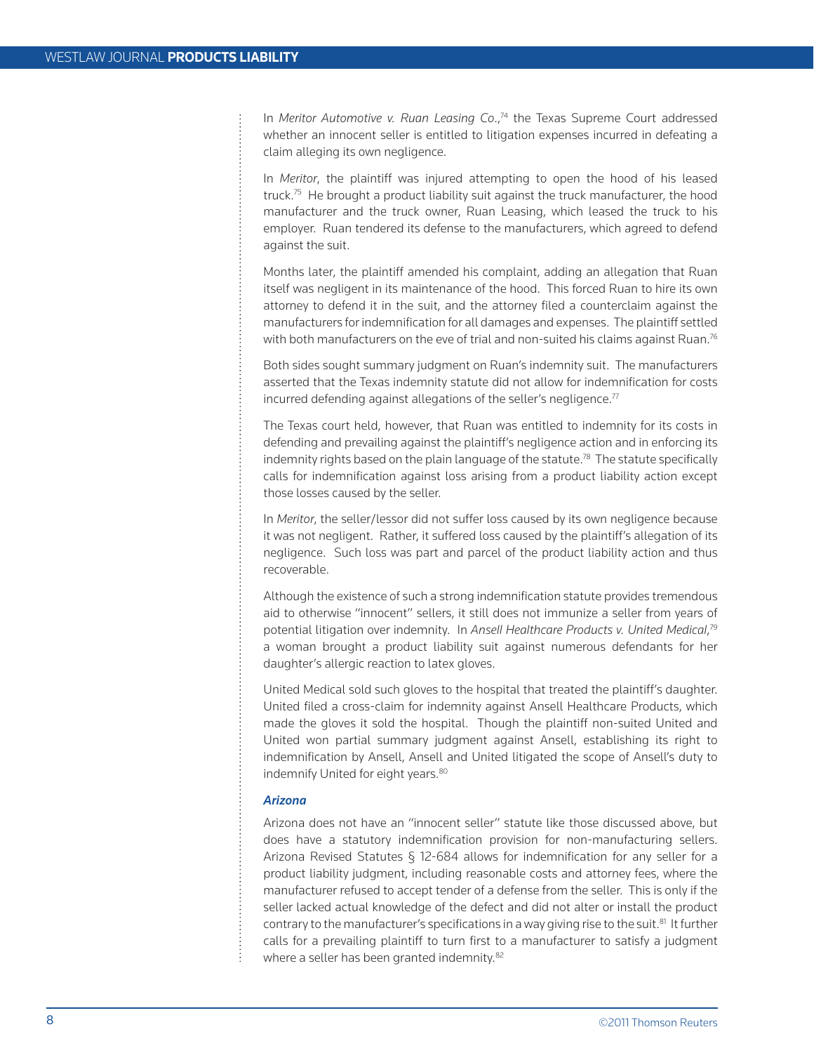In *Meritor Automotive v. Ruan Leasing Co.*,[74] the Texas Supreme Court addressed whether an innocent seller is entitled to litigation expenses incurred in defeating a claim alleging its own negligence.

In *Meritor*, the plaintiff was injured attempting to open the hood of his leased truck.[75] He brought a product liability suit against the truck manufacturer, the hood manufacturer and the truck owner, Ruan Leasing, which leased the truck to his employer. Ruan tendered its defense to the manufacturers, which agreed to defend against the suit.

Months later, the plaintiff amended his complaint, adding an allegation that Ruan itself was negligent in its maintenance of the hood. This forced Ruan to hire its own attorney to defend it in the suit, and the attorney filed a counterclaim against the manufacturers for indemnification for all damages and expenses. The plaintiff settled with both manufacturers on the eve of trial and non-suited his claims against Ruan.[76]

Both sides sought summary judgment on Ruan's indemnity suit. The manufacturers asserted that the Texas indemnity statute did not allow for indemnification for costs incurred defending against allegations of the seller's negligence.[77]

The Texas court held, however, that Ruan was entitled to indemnity for its costs in defending and prevailing against the plaintiff's negligence action and in enforcing its indemnity rights based on the plain language of the statute.[78] The statute specifically calls for indemnification against loss arising from a product liability action except those losses caused by the seller.

In *Meritor*, the seller/lessor did not suffer loss caused by its own negligence because it was not negligent. Rather, it suffered loss caused by the plaintiff's allegation of its negligence. Such loss was part and parcel of the product liability action and thus recoverable.

Although the existence of such a strong indemnification statute provides tremendous aid to otherwise "innocent" sellers, it still does not immunize a seller from years of potential litigation over indemnity. In *Ansell Healthcare Products v. United Medical*,[79] a woman brought a product liability suit against numerous defendants for her daughter's allergic reaction to latex gloves.

United Medical sold such gloves to the hospital that treated the plaintiff's daughter. United filed a cross-claim for indemnity against Ansell Healthcare Products, which made the gloves it sold the hospital. Though the plaintiff non-suited United and United won partial summary judgment against Ansell, establishing its right to indemnification by Ansell, Ansell and United litigated the scope of Ansell's duty to indemnify United for eight years.[80]

### *Arizona*

Arizona does not have an "innocent seller" statute like those discussed above, but does have a statutory indemnification provision for non-manufacturing sellers. Arizona Revised Statutes § 12-684 allows for indemnification for any seller for a product liability judgment, including reasonable costs and attorney fees, where the manufacturer refused to accept tender of a defense from the seller. This is only if the seller lacked actual knowledge of the defect and did not alter or install the product contrary to the manufacturer's specifications in a way giving rise to the suit.[81] It further calls for a prevailing plaintiff to turn first to a manufacturer to satisfy a judgment where a seller has been granted indemnity.[82]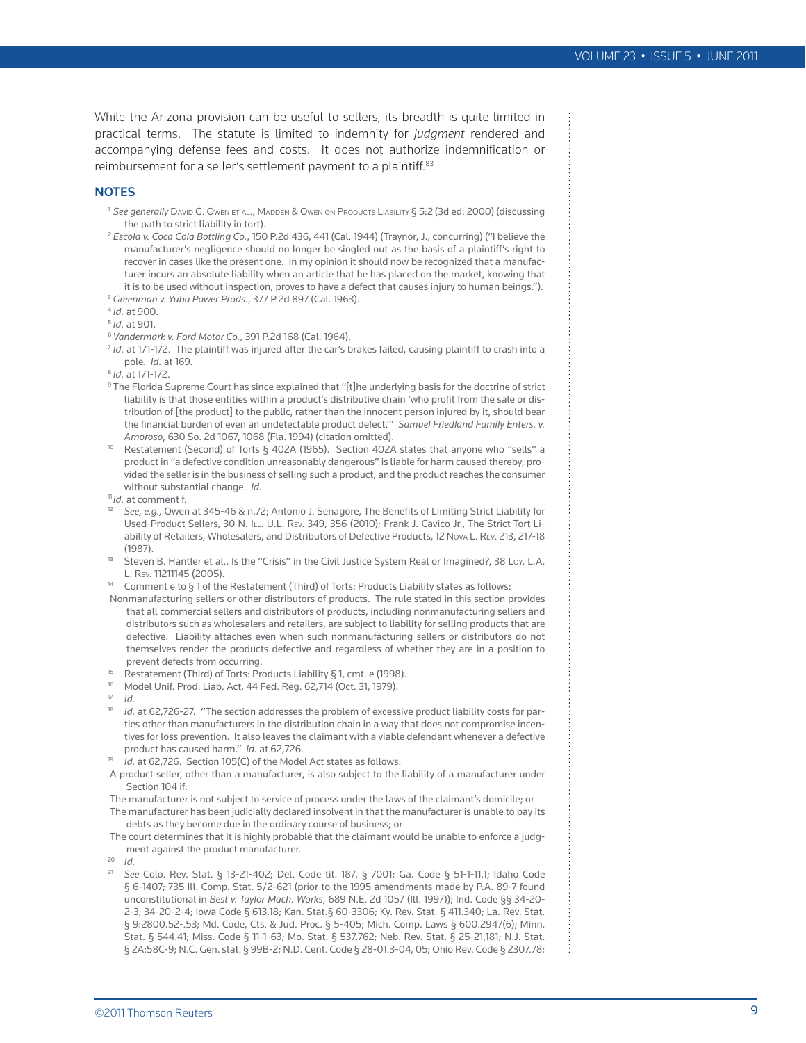While the Arizona provision can be useful to sellers, its breadth is quite limited in practical terms. The statute is limited to indemnity for *judgment* rendered and accompanying defense fees and costs. It does not authorize indemnification or reimbursement for a seller's settlement payment to a plaintiff.[83]

## NOTES

[1] *See generally* David G. Owen et al., Madden & Owen on Products Liability § 5:2 (3d ed. 2000) (discussing the path to strict liability in tort).

[2] *Escola v. Coca Cola Bottling Co.*, 150 P.2d 436, 441 (Cal. 1944) (Traynor, J., concurring) ("I believe the manufacturer's negligence should no longer be singled out as the basis of a plaintiff's right to recover in cases like the present one. In my opinion it should now be recognized that a manufacturer incurs an absolute liability when an article that he has placed on the market, knowing that it is to be used without inspection, proves to have a defect that causes injury to human beings.").

[3] *Greenman v. Yuba Power Prods.*, 377 P.2d 897 (Cal. 1963).

[4] *Id.* at 900.

[5] *Id.* at 901.

[6] *Vandermark v. Ford Motor Co.*, 391 P.2d 168 (Cal. 1964).

[7] *Id.* at 171-172. The plaintiff was injured after the car's brakes failed, causing plaintiff to crash into a pole. *Id.* at 169.

[8] *Id.* at 171-172.

[9] The Florida Supreme Court has since explained that "[t]he underlying basis for the doctrine of strict liability is that those entities within a product's distributive chain 'who profit from the sale or distribution of [the product] to the public, rather than the innocent person injured by it, should bear the financial burden of even an undetectable product defect.'" *Samuel Friedland Family Enters. v. Amoroso*, 630 So. 2d 1067, 1068 (Fla. 1994) (citation omitted).

[10] Restatement (Second) of Torts § 402A (1965). Section 402A states that anyone who "sells" a product in "a defective condition unreasonably dangerous" is liable for harm caused thereby, provided the seller is in the business of selling such a product, and the product reaches the consumer without substantial change. *Id.*

[11] *Id.* at comment f.

[12] *See, e.g.,* Owen at 345-46 & n.72; Antonio J. Senagore, The Benefits of Limiting Strict Liability for Used-Product Sellers, 30 N. Ill. U.L. Rev. 349, 356 (2010); Frank J. Cavico Jr., The Strict Tort Liability of Retailers, Wholesalers, and Distributors of Defective Products, 12 Nova L. Rev. 213, 217-18 (1987).

[13] Steven B. Hantler et al., Is the "Crisis" in the Civil Justice System Real or Imagined?, 38 Loy. L.A. L. Rev. 11211145 (2005).

[14] Comment e to § 1 of the Restatement (Third) of Torts: Products Liability states as follows:

Nonmanufacturing sellers or other distributors of products. The rule stated in this section provides that all commercial sellers and distributors of products, including nonmanufacturing sellers and distributors such as wholesalers and retailers, are subject to liability for selling products that are defective. Liability attaches even when such nonmanufacturing sellers or distributors do not themselves render the products defective and regardless of whether they are in a position to prevent defects from occurring.

[15] Restatement (Third) of Torts: Products Liability § 1, cmt. e (1998).

[16] Model Unif. Prod. Liab. Act, 44 Fed. Reg. 62,714 (Oct. 31, 1979).

[17] *Id.*

[18] *Id.* at 62,726-27. "The section addresses the problem of excessive product liability costs for parties other than manufacturers in the distribution chain in a way that does not compromise incentives for loss prevention. It also leaves the claimant with a viable defendant whenever a defective product has caused harm." *Id.* at 62,726.

[19] *Id.* at 62,726. Section 105(C) of the Model Act states as follows:

A product seller, other than a manufacturer, is also subject to the liability of a manufacturer under Section 104 if:

The manufacturer is not subject to service of process under the laws of the claimant's domicile; or

The manufacturer has been judicially declared insolvent in that the manufacturer is unable to pay its debts as they become due in the ordinary course of business; or

The court determines that it is highly probable that the claimant would be unable to enforce a judgment against the product manufacturer.

[20] *Id.*

[21] *See* Colo. Rev. Stat. § 13-21-402; Del. Code tit. 187, § 7001; Ga. Code § 51-1-11.1; Idaho Code § 6-1407; 735 Ill. Comp. Stat. 5/2-621 (prior to the 1995 amendments made by P.A. 89-7 found unconstitutional in *Best v. Taylor Mach. Works*, 689 N.E. 2d 1057 (Ill. 1997)); Ind. Code §§ 34-20-2-3, 34-20-2-4; Iowa Code § 613.18; Kan. Stat.§ 60-3306; Ky. Rev. Stat. § 411.340; La. Rev. Stat. § 9:2800.52-.53; Md. Code, Cts. & Jud. Proc. § 5-405; Mich. Comp. Laws § 600.2947(6); Minn. Stat. § 544.41; Miss. Code § 11-1-63; Mo. Stat. § 537.762; Neb. Rev. Stat. § 25-21,181; N.J. Stat. § 2A:58C-9; N.C. Gen. stat. § 99B-2; N.D. Cent. Code § 28-01.3-04, 05; Ohio Rev. Code § 2307.78;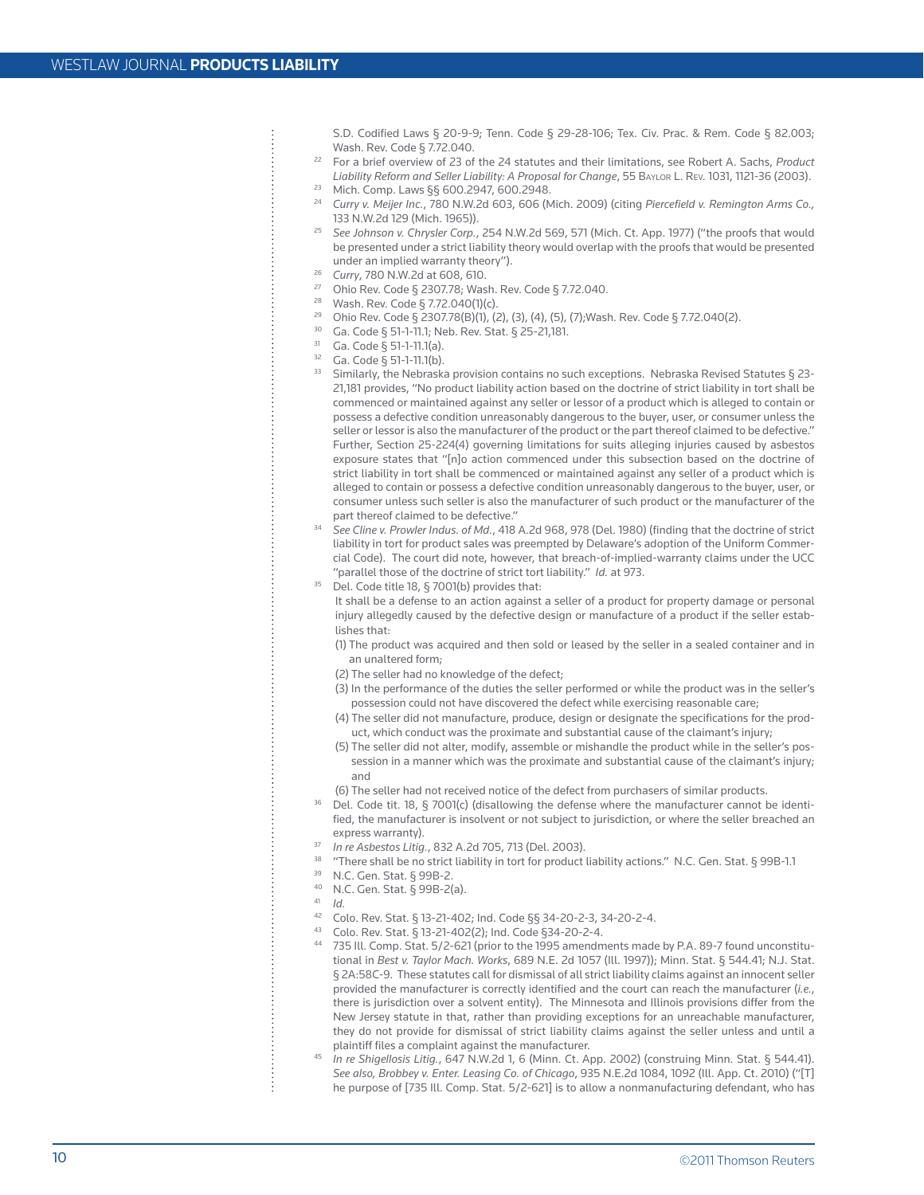S.D. Codified Laws § 20-9-9; Tenn. Code § 29-28-106; Tex. Civ. Prac. & Rem. Code § 82.003; Wash. Rev. Code § 7.72.040.

[22] For a brief overview of 23 of the 24 statutes and their limitations, see Robert A. Sachs, *Product Liability Reform and Seller Liability: A Proposal for Change*, 55 Baylor L. Rev. 1031, 1121-36 (2003).

[23] Mich. Comp. Laws §§ 600.2947, 600.2948.

[24] *Curry v. Meijer Inc.*, 780 N.W.2d 603, 606 (Mich. 2009) (citing *Piercefield v. Remington Arms Co.,* 133 N.W.2d 129 (Mich. 1965)).

[25] *See Johnson v. Chrysler Corp.*, 254 N.W.2d 569, 571 (Mich. Ct. App. 1977) ("the proofs that would be presented under a strict liability theory would overlap with the proofs that would be presented under an implied warranty theory").

[26] *Curry*, 780 N.W.2d at 608, 610.

[27] Ohio Rev. Code § 2307.78; Wash. Rev. Code § 7.72.040.

[28] Wash. Rev. Code § 7.72.040(1)(c).

[29] Ohio Rev. Code § 2307.78(B)(1), (2), (3), (4), (5), (7);Wash. Rev. Code § 7.72.040(2).

[30] Ga. Code § 51-1-11.1; Neb. Rev. Stat. § 25-21,181.

[31] Ga. Code § 51-1-11.1(a).

[32] Ga. Code § 51-1-11.1(b).

[33] Similarly, the Nebraska provision contains no such exceptions. Nebraska Revised Statutes § 23-21,181 provides, "No product liability action based on the doctrine of strict liability in tort shall be commenced or maintained against any seller or lessor of a product which is alleged to contain or possess a defective condition unreasonably dangerous to the buyer, user, or consumer unless the seller or lessor is also the manufacturer of the product or the part thereof claimed to be defective." Further, Section 25-224(4) governing limitations for suits alleging injuries caused by asbestos exposure states that "[n]o action commenced under this subsection based on the doctrine of strict liability in tort shall be commenced or maintained against any seller of a product which is alleged to contain or possess a defective condition unreasonably dangerous to the buyer, user, or consumer unless such seller is also the manufacturer of such product or the manufacturer of the part thereof claimed to be defective."

[34] *See Cline v. Prowler Indus. of Md.*, 418 A.2d 968, 978 (Del. 1980) (finding that the doctrine of strict liability in tort for product sales was preempted by Delaware's adoption of the Uniform Commercial Code). The court did note, however, that breach-of-implied-warranty claims under the UCC "parallel those of the doctrine of strict tort liability." *Id.* at 973.

[35] Del. Code title 18, § 7001(b) provides that:

It shall be a defense to an action against a seller of a product for property damage or personal injury allegedly caused by the defective design or manufacture of a product if the seller establishes that:

(1) The product was acquired and then sold or leased by the seller in a sealed container and in an unaltered form;

(2) The seller had no knowledge of the defect;

(3) In the performance of the duties the seller performed or while the product was in the seller's possession could not have discovered the defect while exercising reasonable care;

(4) The seller did not manufacture, produce, design or designate the specifications for the product, which conduct was the proximate and substantial cause of the claimant's injury;

(5) The seller did not alter, modify, assemble or mishandle the product while in the seller's possession in a manner which was the proximate and substantial cause of the claimant's injury; and

(6) The seller had not received notice of the defect from purchasers of similar products.

[36] Del. Code tit. 18, § 7001(c) (disallowing the defense where the manufacturer cannot be identified, the manufacturer is insolvent or not subject to jurisdiction, or where the seller breached an express warranty).

[37] *In re Asbestos Litig.*, 832 A.2d 705, 713 (Del. 2003).

[38] "There shall be no strict liability in tort for product liability actions." N.C. Gen. Stat. § 99B-1.1

[39] N.C. Gen. Stat. § 99B-2.

[40] N.C. Gen. Stat. § 99B-2(a).

[41] *Id.*

[42] Colo. Rev. Stat. § 13-21-402; Ind. Code §§ 34-20-2-3, 34-20-2-4.

[43] Colo. Rev. Stat. § 13-21-402(2); Ind. Code §34-20-2-4.

[44] 735 Ill. Comp. Stat. 5/2-621 (prior to the 1995 amendments made by P.A. 89-7 found unconstitutional in *Best v. Taylor Mach. Works*, 689 N.E. 2d 1057 (Ill. 1997)); Minn. Stat. § 544.41; N.J. Stat. § 2A:58C-9. These statutes call for dismissal of all strict liability claims against an innocent seller provided the manufacturer is correctly identified and the court can reach the manufacturer (*i.e.*, there is jurisdiction over a solvent entity). The Minnesota and Illinois provisions differ from the New Jersey statute in that, rather than providing exceptions for an unreachable manufacturer, they do not provide for dismissal of strict liability claims against the seller unless and until a plaintiff files a complaint against the manufacturer.

[45] *In re Shigellosis Litig.*, 647 N.W.2d 1, 6 (Minn. Ct. App. 2002) (construing Minn. Stat. § 544.41). *See also*, *Brobbey v. Enter. Leasing Co. of Chicago*, 935 N.E.2d 1084, 1092 (Ill. App. Ct. 2010) ("[T]he purpose of [735 Ill. Comp. Stat. 5/2-621] is to allow a nonmanufacturing defendant, who has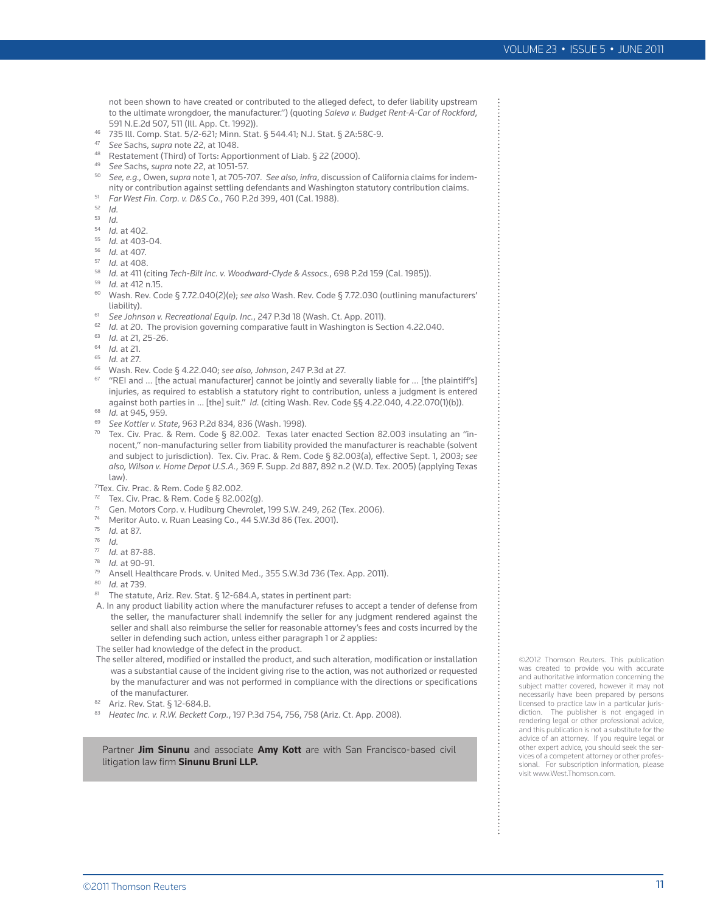not been shown to have created or contributed to the alleged defect, to defer liability upstream to the ultimate wrongdoer, the manufacturer.") (quoting *Saieva v. Budget Rent-A-Car of Rockford*, 591 N.E.2d 507, 511 (Ill. App. Ct. 1992)).

[46] 735 Ill. Comp. Stat. 5/2-621; Minn. Stat. § 544.41; N.J. Stat. § 2A:58C-9.

[47] *See* Sachs, *supra* note 22, at 1048.

[48] Restatement (Third) of Torts: Apportionment of Liab. § 22 (2000).

[49] *See* Sachs, *supra* note 22, at 1051-57.

[50] *See, e.g.,* Owen, *supra* note 1, at 705-707. *See also, infra*, discussion of California claims for indemnity or contribution against settling defendants and Washington statutory contribution claims.

[51] *Far West Fin. Corp. v. D&S Co.*, 760 P.2d 399, 401 (Cal. 1988).

[52] *Id.*

[53] *Id.*

[54] *Id.* at 402.

[55] *Id.* at 403-04.

[56] *Id.* at 407.

[57] *Id.* at 408.

[58] *Id.* at 411 (citing *Tech-Bilt Inc. v. Woodward-Clyde & Assocs.*, 698 P.2d 159 (Cal. 1985)).

[59] *Id.* at 412 n.15.

[60] Wash. Rev. Code § 7.72.040(2)(e); *see also* Wash. Rev. Code § 7.72.030 (outlining manufacturers' liability).

[61] *See Johnson v. Recreational Equip. Inc.*, 247 P.3d 18 (Wash. Ct. App. 2011).

[62] *Id.* at 20. The provision governing comparative fault in Washington is Section 4.22.040.

[63] *Id.* at 21, 25-26.

[64] *Id.* at 21.

[65] *Id.* at 27.

[66] Wash. Rev. Code § 4.22.040; *see also, Johnson*, 247 P.3d at 27.

[67] "REI and … [the actual manufacturer] cannot be jointly and severally liable for … [the plaintiff's] injuries, as required to establish a statutory right to contribution, unless a judgment is entered against both parties in … [the] suit." *Id.* (citing Wash. Rev. Code §§ 4.22.040, 4.22.070(1)(b)).

[68] *Id.* at 945, 959.

[69] *See Kottler v. State*, 963 P.2d 834, 836 (Wash. 1998).

[70] Tex. Civ. Prac. & Rem. Code § 82.002. Texas later enacted Section 82.003 insulating an "innocent," non-manufacturing seller from liability provided the manufacturer is reachable (solvent and subject to jurisdiction). Tex. Civ. Prac. & Rem. Code § 82.003(a), effective Sept. 1, 2003; *see also, Wilson v. Home Depot U.S.A.*, 369 F. Supp. 2d 887, 892 n.2 (W.D. Tex. 2005) (applying Texas law).

[71] Tex. Civ. Prac. & Rem. Code § 82.002.

[72] Tex. Civ. Prac. & Rem. Code § 82.002(g).

[73] Gen. Motors Corp. v. Hudiburg Chevrolet, 199 S.W. 249, 262 (Tex. 2006).

[74] Meritor Auto. v. Ruan Leasing Co., 44 S.W.3d 86 (Tex. 2001).

[75] *Id.* at 87.

[76] *Id.*

[77] *Id.* at 87-88.

[78] *Id.* at 90-91.

[79] Ansell Healthcare Prods. v. United Med., 355 S.W.3d 736 (Tex. App. 2011).

[80] *Id.* at 739.

[81] The statute, Ariz. Rev. Stat. § 12-684.A, states in pertinent part:

A. In any product liability action where the manufacturer refuses to accept a tender of defense from the seller, the manufacturer shall indemnify the seller for any judgment rendered against the seller and shall also reimburse the seller for reasonable attorney's fees and costs incurred by the seller in defending such action, unless either paragraph 1 or 2 applies:

The seller had knowledge of the defect in the product.

The seller altered, modified or installed the product, and such alteration, modification or installation was a substantial cause of the incident giving rise to the action, was not authorized or requested by the manufacturer and was not performed in compliance with the directions or specifications of the manufacturer.

[82] Ariz. Rev. Stat. § 12-684.B.

[83] *Heatec Inc. v. R.W. Beckett Corp.*, 197 P.3d 754, 756, 758 (Ariz. Ct. App. 2008).

Partner **Jim Sinunu** and associate **Amy Kott** are with San Francisco-based civil litigation law firm **Sinunu Bruni LLP.**

©2012 Thomson Reuters. This publication was created to provide you with accurate and authoritative information concerning the subject matter covered, however it may not necessarily have been prepared by persons licensed to practice law in a particular jurisdiction. The publisher is not engaged in rendering legal or other professional advice, and this publication is not a substitute for the advice of an attorney. If you require legal or other expert advice, you should seek the services of a competent attorney or other professional. For subscription information, please visit www.West.Thomson.com.